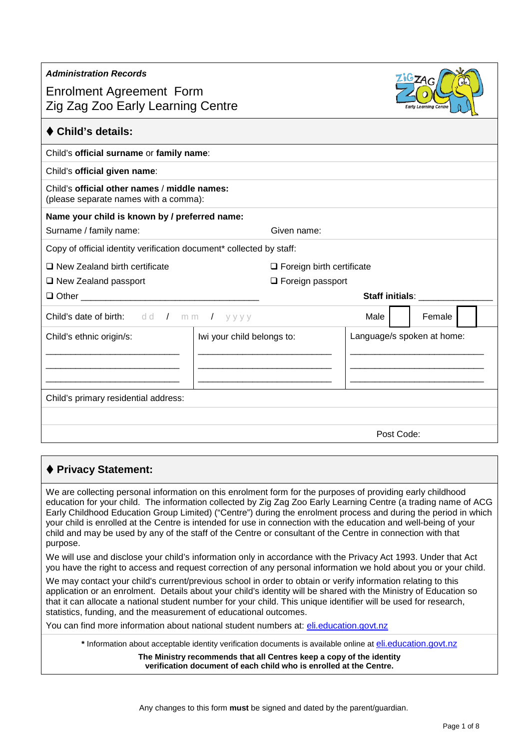*Administration Records*

# Enrolment Agreement Form
# Zig Zag Zoo Early Learning Centre

## ♦ Child's details:

Child's **official surname** or **family name**:

Child's **official given name**:

Child's **official other names** / **middle names:**
(please separate names with a comma):

**Name your child is known by / preferred name:**

Surname / family name: Given name:

Copy of official identity verification document* collected by staff:

❑ New Zealand birth certificate ❑ Foreign birth certificate

❑ New Zealand passport ❑ Foreign passport

❑ Other ___________________________________ **Staff initials**: _______________

Child's date of birth: dd / mm / yyyy Male ☐ Female ☐

| Child's ethnic origin/s: | Iwi your child belongs to: | Language/s spoken at home: |
|---|---|---|
| ___________________________ | ___________________________ | ___________________________ |
| ___________________________ | ___________________________ | ___________________________ |
| ___________________________ | ___________________________ | ___________________________ |

Child's primary residential address:

Post Code:

## ♦ Privacy Statement:

We are collecting personal information on this enrolment form for the purposes of providing early childhood education for your child. The information collected by Zig Zag Zoo Early Learning Centre (a trading name of ACG Early Childhood Education Group Limited) ("Centre") during the enrolment process and during the period in which your child is enrolled at the Centre is intended for use in connection with the education and well-being of your child and may be used by any of the staff of the Centre or consultant of the Centre in connection with that purpose.

We will use and disclose your child's information only in accordance with the Privacy Act 1993. Under that Act you have the right to access and request correction of any personal information we hold about you or your child.

We may contact your child's current/previous school in order to obtain or verify information relating to this application or an enrolment. Details about your child's identity will be shared with the Ministry of Education so that it can allocate a national student number for your child. This unique identifier will be used for research, statistics, funding, and the measurement of educational outcomes.

You can find more information about national student numbers at: eli.education.govt.nz

**\*** Information about acceptable identity verification documents is available online at eli.education.govt.nz

**The Ministry recommends that all Centres keep a copy of the identity verification document of each child who is enrolled at the Centre.**

Any changes to this form **must** be signed and dated by the parent/guardian.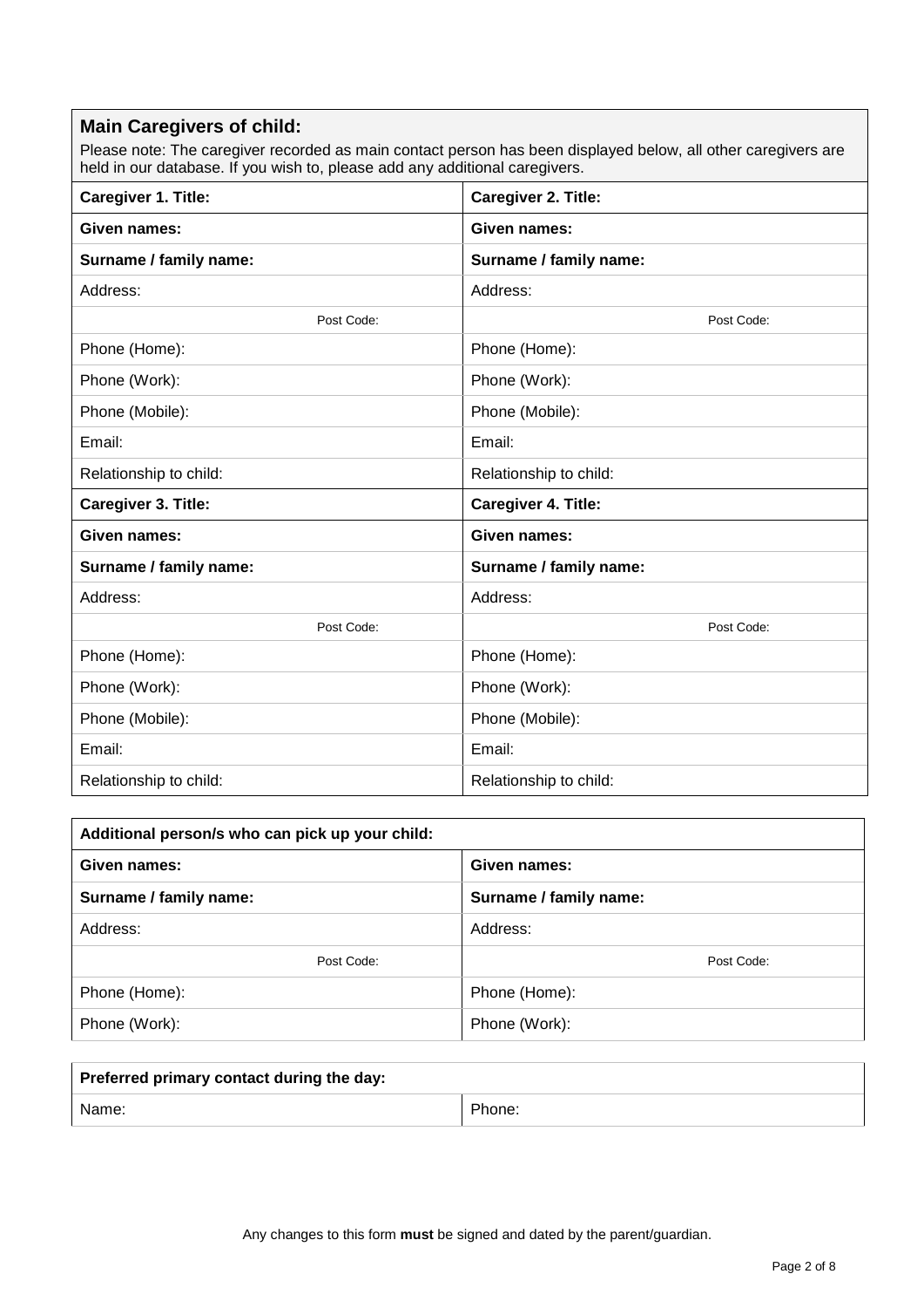## Main Caregivers of child:

Please note: The caregiver recorded as main contact person has been displayed below, all other caregivers are held in our database. If you wish to, please add any additional caregivers.

| **Caregiver 1. Title:** | **Caregiver 2. Title:** |
|---|---|
| **Given names:** | **Given names:** |
| **Surname / family name:** | **Surname / family name:** |
| Address: | Address: |
| Post Code: | Post Code: |
| Phone (Home): | Phone (Home): |
| Phone (Work): | Phone (Work): |
| Phone (Mobile): | Phone (Mobile): |
| Email: | Email: |
| Relationship to child: | Relationship to child: |
| **Caregiver 3. Title:** | **Caregiver 4. Title:** |
| **Given names:** | **Given names:** |
| **Surname / family name:** | **Surname / family name:** |
| Address: | Address: |
| Post Code: | Post Code: |
| Phone (Home): | Phone (Home): |
| Phone (Work): | Phone (Work): |
| Phone (Mobile): | Phone (Mobile): |
| Email: | Email: |
| Relationship to child: | Relationship to child: |

| **Additional person/s who can pick up your child:** | |
|---|---|
| **Given names:** | **Given names:** |
| **Surname / family name:** | **Surname / family name:** |
| Address: | Address: |
| Post Code: | Post Code: |
| Phone (Home): | Phone (Home): |
| Phone (Work): | Phone (Work): |

| **Preferred primary contact during the day:** | |
|---|---|
| Name: | Phone: |

Any changes to this form **must** be signed and dated by the parent/guardian.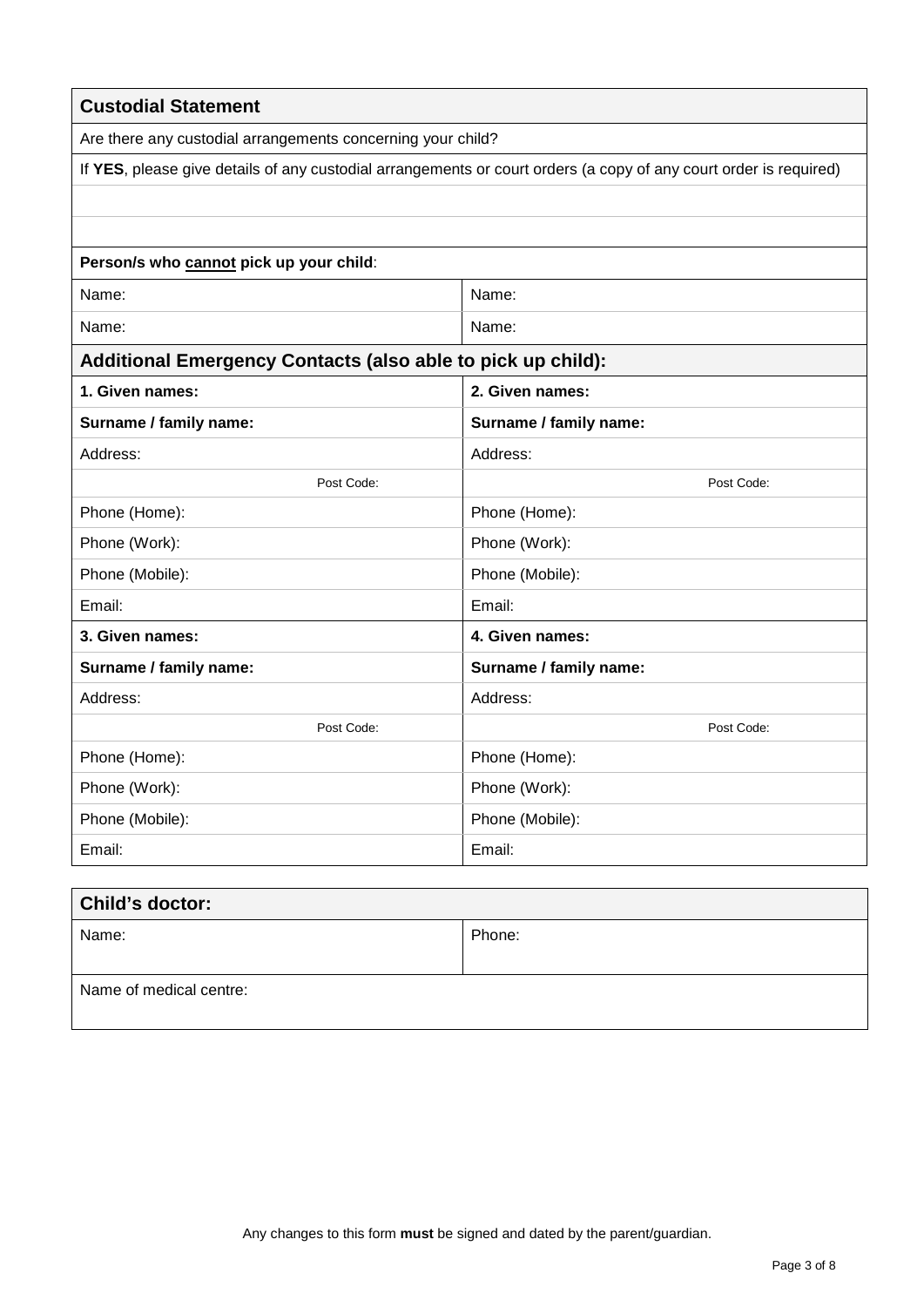| **Custodial Statement** | |
|---|---|
| Are there any custodial arrangements concerning your child? | |
| If **YES**, please give details of any custodial arrangements or court orders (a copy of any court order is required) | |
| | |
| | |
| **Person/s who <u>cannot</u> pick up your child**: | |
| Name: | Name: |
| Name: | Name: |
| **Additional Emergency Contacts (also able to pick up child):** | |
| **1. Given names:** | **2. Given names:** |
| **Surname / family name:** | **Surname / family name:** |
| Address: | Address: |
| Post Code: | Post Code: |
| Phone (Home): | Phone (Home): |
| Phone (Work): | Phone (Work): |
| Phone (Mobile): | Phone (Mobile): |
| Email: | Email: |
| **3. Given names:** | **4. Given names:** |
| **Surname / family name:** | **Surname / family name:** |
| Address: | Address: |
| Post Code: | Post Code: |
| Phone (Home): | Phone (Home): |
| Phone (Work): | Phone (Work): |
| Phone (Mobile): | Phone (Mobile): |
| Email: | Email: |

| **Child's doctor:** | |
|---|---|
| Name: | Phone: |
| Name of medical centre: | |

Any changes to this form **must** be signed and dated by the parent/guardian.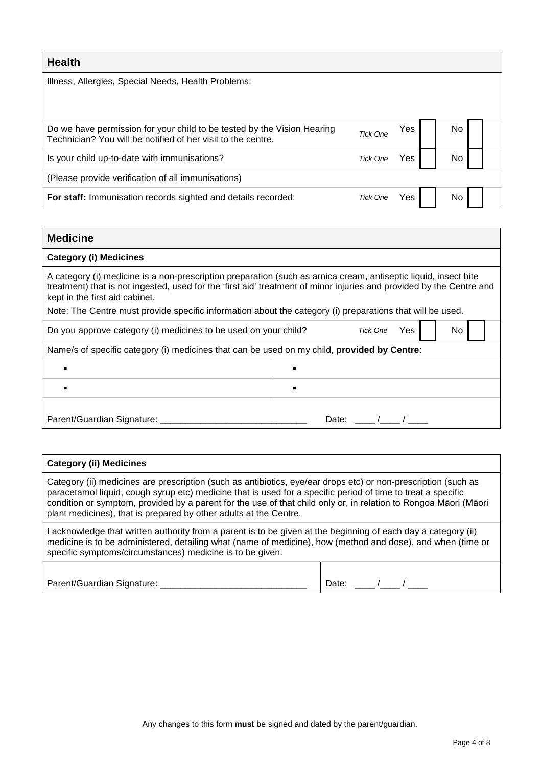## Health

Illness, Allergies, Special Needs, Health Problems:

| | | | |
|---|---|---|---|
| Do we have permission for your child to be tested by the Vision Hearing Technician? You will be notified of her visit to the centre. | *Tick One* | Yes ☐ | No ☐ |
| Is your child up-to-date with immunisations? | *Tick One* | Yes ☐ | No ☐ |
| (Please provide verification of all immunisations) | | | |
| **For staff:** Immunisation records sighted and details recorded: | *Tick One* | Yes ☐ | No ☐ |

## Medicine

### Category (i) Medicines

A category (i) medicine is a non-prescription preparation (such as arnica cream, antiseptic liquid, insect bite treatment) that is not ingested, used for the 'first aid' treatment of minor injuries and provided by the Centre and kept in the first aid cabinet.

Note: The Centre must provide specific information about the category (i) preparations that will be used.

Do you approve category (i) medicines to be used on your child? *Tick One* Yes ☐ No ☐

Name/s of specific category (i) medicines that can be used on my child, **provided by Centre**:

| | |
|---|---|
| ▪ | ▪ |
| ▪ | ▪ |

Parent/Guardian Signature: _____________________________ Date: ____ /____ / ____

### Category (ii) Medicines

Category (ii) medicines are prescription (such as antibiotics, eye/ear drops etc) or non-prescription (such as paracetamol liquid, cough syrup etc) medicine that is used for a specific period of time to treat a specific condition or symptom, provided by a parent for the use of that child only or, in relation to Rongoa Māori (Māori plant medicines), that is prepared by other adults at the Centre.

I acknowledge that written authority from a parent is to be given at the beginning of each day a category (ii) medicine is to be administered, detailing what (name of medicine), how (method and dose), and when (time or specific symptoms/circumstances) medicine is to be given.

Parent/Guardian Signature: _____________________________ Date: ____ /____ / ____

Any changes to this form **must** be signed and dated by the parent/guardian.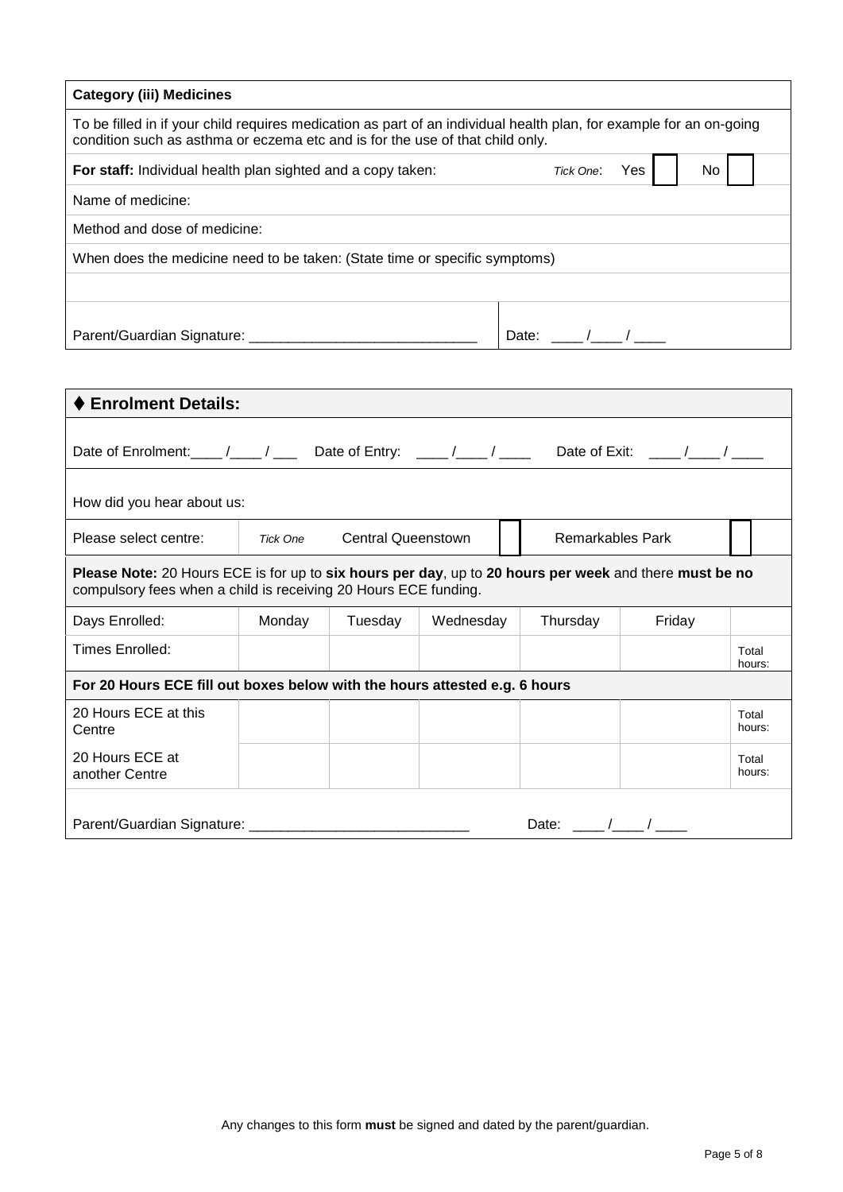| **Category (iii) Medicines** | |
|---|---|
| To be filled in if your child requires medication as part of an individual health plan, for example for an on-going condition such as asthma or eczema etc and is for the use of that child only. | |
| **For staff:** Individual health plan sighted and a copy taken: | *Tick One*: Yes ☐ No ☐ |
| Name of medicine: | |
| Method and dose of medicine: | |
| When does the medicine need to be taken: (State time or specific symptoms) | |
| | |
| Parent/Guardian Signature: ____________________________ | Date: ____ /____ / ____ |

| ♦ **Enrolment Details:** | | | | | | |
|---|---|---|---|---|---|---|
| Date of Enrolment:____ /____ / ___ Date of Entry: ____ /____ / ____ Date of Exit: ____ /____ / ____ | | | | | | |
| How did you hear about us: | | | | | | |
| Please select centre: | *Tick One* | Central Queenstown ☐ | | Remarkables Park ☐ | | |
| **Please Note:** 20 Hours ECE is for up to **six hours per day**, up to **20 hours per week** and there **must be no** compulsory fees when a child is receiving 20 Hours ECE funding. | | | | | | |
| Days Enrolled: | Monday | Tuesday | Wednesday | Thursday | Friday | |
| Times Enrolled: | | | | | | Total hours: |
| **For 20 Hours ECE fill out boxes below with the hours attested e.g. 6 hours** | | | | | | |
| 20 Hours ECE at this Centre | | | | | | Total hours: |
| 20 Hours ECE at another Centre | | | | | | Total hours: |
| Parent/Guardian Signature: ___________________________ Date: ____ /____ / ____ | | | | | | |

Any changes to this form **must** be signed and dated by the parent/guardian.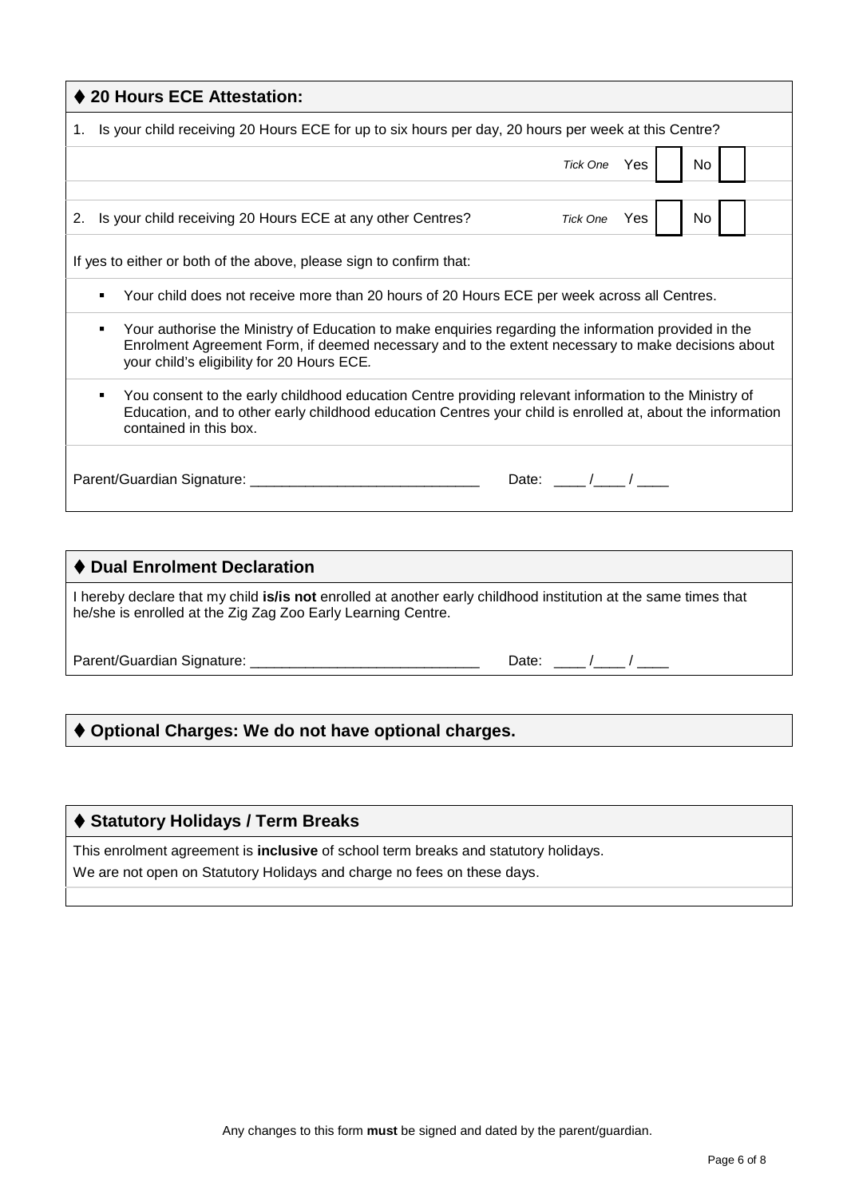## ♦ 20 Hours ECE Attestation:

1. Is your child receiving 20 Hours ECE for up to six hours per day, 20 hours per week at this Centre?

*Tick One* Yes ☐ No ☐

2. Is your child receiving 20 Hours ECE at any other Centres? *Tick One* Yes ☐ No ☐

If yes to either or both of the above, please sign to confirm that:

- Your child does not receive more than 20 hours of 20 Hours ECE per week across all Centres.
- Your authorise the Ministry of Education to make enquiries regarding the information provided in the Enrolment Agreement Form, if deemed necessary and to the extent necessary to make decisions about your child's eligibility for 20 Hours ECE.
- You consent to the early childhood education Centre providing relevant information to the Ministry of Education, and to other early childhood education Centres your child is enrolled at, about the information contained in this box.

Parent/Guardian Signature: _____________________________ Date: ____ /____ / ____

## ♦ Dual Enrolment Declaration

I hereby declare that my child **is/is not** enrolled at another early childhood institution at the same times that he/she is enrolled at the Zig Zag Zoo Early Learning Centre.

Parent/Guardian Signature: _____________________________ Date: ____ /____ / ____

## ♦ Optional Charges: We do not have optional charges.

## ♦ Statutory Holidays / Term Breaks

This enrolment agreement is **inclusive** of school term breaks and statutory holidays.

We are not open on Statutory Holidays and charge no fees on these days.

Any changes to this form **must** be signed and dated by the parent/guardian.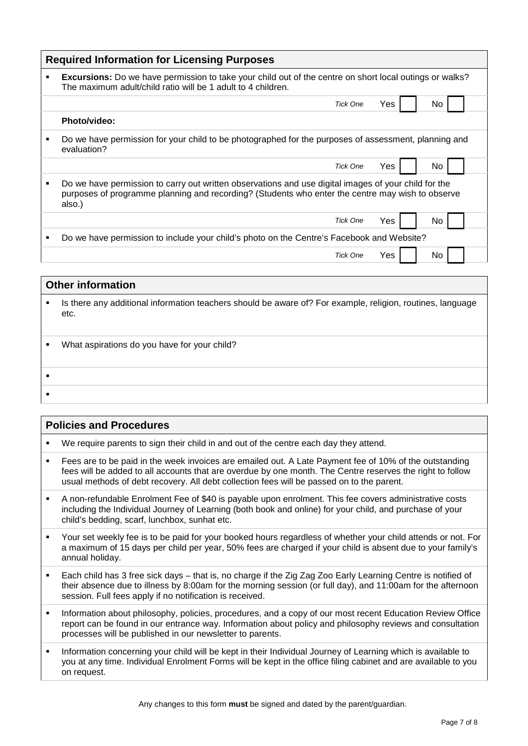## Required Information for Licensing Purposes

- **Excursions:** Do we have permission to take your child out of the centre on short local outings or walks? The maximum adult/child ratio will be 1 adult to 4 children.

  *Tick One* Yes ☐ No ☐

**Photo/video:**

- Do we have permission for your child to be photographed for the purposes of assessment, planning and evaluation?

  *Tick One* Yes ☐ No ☐

- Do we have permission to carry out written observations and use digital images of your child for the purposes of programme planning and recording? (Students who enter the centre may wish to observe also.)

  *Tick One* Yes ☐ No ☐

- Do we have permission to include your child's photo on the Centre's Facebook and Website?

  *Tick One* Yes ☐ No ☐

## Other information

- Is there any additional information teachers should be aware of? For example, religion, routines, language etc.
- What aspirations do you have for your child?
- 
- 

## Policies and Procedures

- We require parents to sign their child in and out of the centre each day they attend.
- Fees are to be paid in the week invoices are emailed out. A Late Payment fee of 10% of the outstanding fees will be added to all accounts that are overdue by one month. The Centre reserves the right to follow usual methods of debt recovery. All debt collection fees will be passed on to the parent.
- A non-refundable Enrolment Fee of $40 is payable upon enrolment. This fee covers administrative costs including the Individual Journey of Learning (both book and online) for your child, and purchase of your child's bedding, scarf, lunchbox, sunhat etc.
- Your set weekly fee is to be paid for your booked hours regardless of whether your child attends or not. For a maximum of 15 days per child per year, 50% fees are charged if your child is absent due to your family's annual holiday.
- Each child has 3 free sick days – that is, no charge if the Zig Zag Zoo Early Learning Centre is notified of their absence due to illness by 8:00am for the morning session (or full day), and 11:00am for the afternoon session. Full fees apply if no notification is received.
- Information about philosophy, policies, procedures, and a copy of our most recent Education Review Office report can be found in our entrance way. Information about policy and philosophy reviews and consultation processes will be published in our newsletter to parents.
- Information concerning your child will be kept in their Individual Journey of Learning which is available to you at any time. Individual Enrolment Forms will be kept in the office filing cabinet and are available to you on request.

Any changes to this form **must** be signed and dated by the parent/guardian.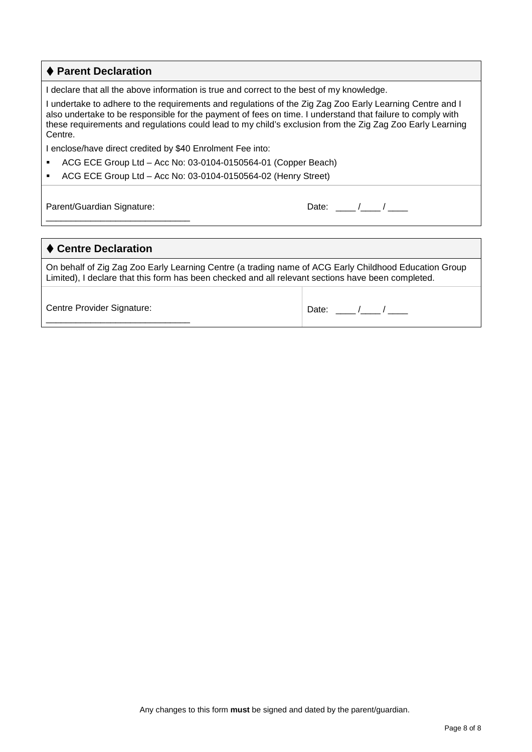## ⧫ Parent Declaration

I declare that all the above information is true and correct to the best of my knowledge.

I undertake to adhere to the requirements and regulations of the Zig Zag Zoo Early Learning Centre and I also undertake to be responsible for the payment of fees on time. I understand that failure to comply with these requirements and regulations could lead to my child's exclusion from the Zig Zag Zoo Early Learning Centre.

I enclose/have direct credited by $40 Enrolment Fee into:

- ACG ECE Group Ltd – Acc No: 03-0104-0150564-01 (Copper Beach)
- ACG ECE Group Ltd – Acc No: 03-0104-0150564-02 (Henry Street)

Parent/Guardian Signature: ____________________________ Date: ____ /____ / ____

## ⧫ Centre Declaration

On behalf of Zig Zag Zoo Early Learning Centre (a trading name of ACG Early Childhood Education Group Limited), I declare that this form has been checked and all relevant sections have been completed.

Centre Provider Signature: ____________________________ Date: ____ /____ / ____

Any changes to this form **must** be signed and dated by the parent/guardian.